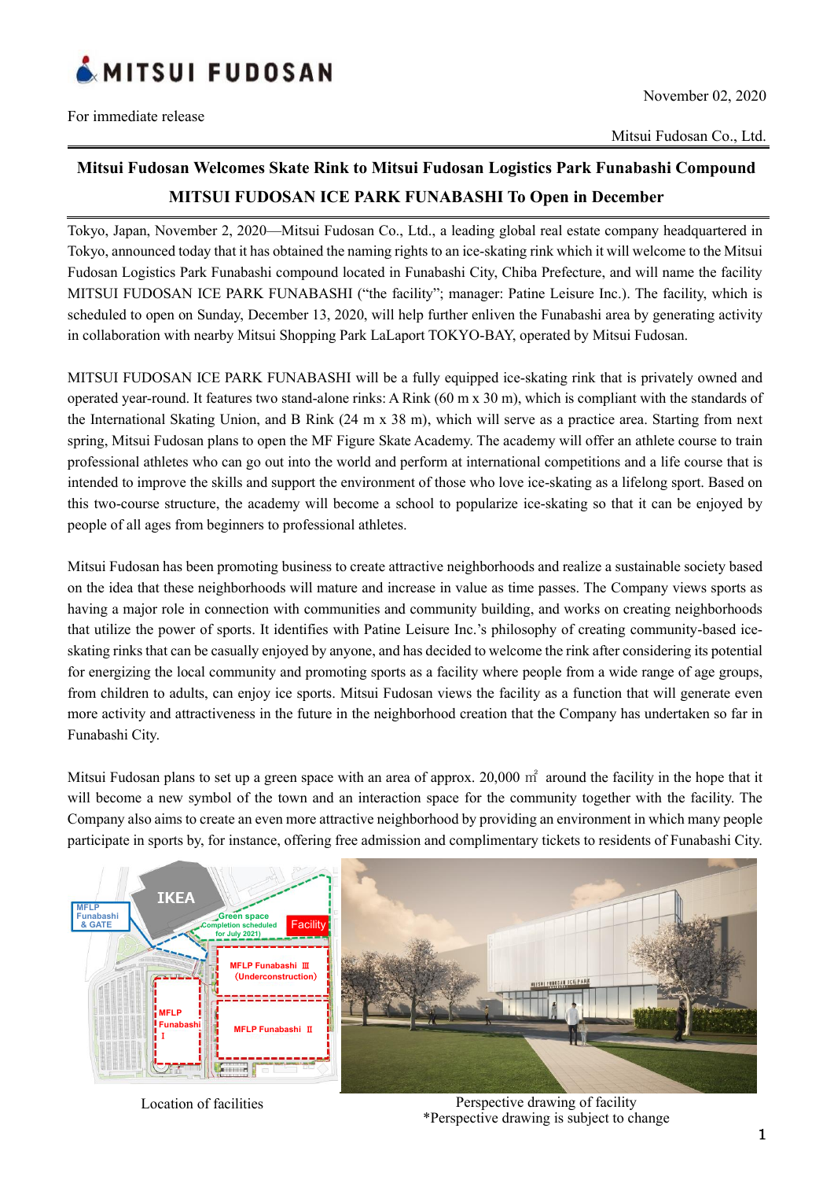MITSUI FUDOSAN

November 02, 2020

For immediate release

Mitsui Fudosan Co., Ltd.

# Mitsui Fudosan Welcomes Skate Rink to Mitsui Fudosan Logistics Park Funabashi Compound
## MITSUI FUDOSAN ICE PARK FUNABASHI To Open in December

Tokyo, Japan, November 2, 2020—Mitsui Fudosan Co., Ltd., a leading global real estate company headquartered in Tokyo, announced today that it has obtained the naming rights to an ice-skating rink which it will welcome to the Mitsui Fudosan Logistics Park Funabashi compound located in Funabashi City, Chiba Prefecture, and will name the facility MITSUI FUDOSAN ICE PARK FUNABASHI ("the facility"; manager: Patine Leisure Inc.). The facility, which is scheduled to open on Sunday, December 13, 2020, will help further enliven the Funabashi area by generating activity in collaboration with nearby Mitsui Shopping Park LaLaport TOKYO-BAY, operated by Mitsui Fudosan.

MITSUI FUDOSAN ICE PARK FUNABASHI will be a fully equipped ice-skating rink that is privately owned and operated year-round. It features two stand-alone rinks: A Rink (60 m x 30 m), which is compliant with the standards of the International Skating Union, and B Rink (24 m x 38 m), which will serve as a practice area. Starting from next spring, Mitsui Fudosan plans to open the MF Figure Skate Academy. The academy will offer an athlete course to train professional athletes who can go out into the world and perform at international competitions and a life course that is intended to improve the skills and support the environment of those who love ice-skating as a lifelong sport. Based on this two-course structure, the academy will become a school to popularize ice-skating so that it can be enjoyed by people of all ages from beginners to professional athletes.

Mitsui Fudosan has been promoting business to create attractive neighborhoods and realize a sustainable society based on the idea that these neighborhoods will mature and increase in value as time passes. The Company views sports as having a major role in connection with communities and community building, and works on creating neighborhoods that utilize the power of sports. It identifies with Patine Leisure Inc.'s philosophy of creating community-based ice-skating rinks that can be casually enjoyed by anyone, and has decided to welcome the rink after considering its potential for energizing the local community and promoting sports as a facility where people from a wide range of age groups, from children to adults, can enjoy ice sports. Mitsui Fudosan views the facility as a function that will generate even more activity and attractiveness in the future in the neighborhood creation that the Company has undertaken so far in Funabashi City.

Mitsui Fudosan plans to set up a green space with an area of approx. 20,000 ㎡ around the facility in the hope that it will become a new symbol of the town and an interaction space for the community together with the facility. The Company also aims to create an even more attractive neighborhood by providing an environment in which many people participate in sports by, for instance, offering free admission and complimentary tickets to residents of Funabashi City.

Location of facilities

Perspective drawing of facility
*Perspective drawing is subject to change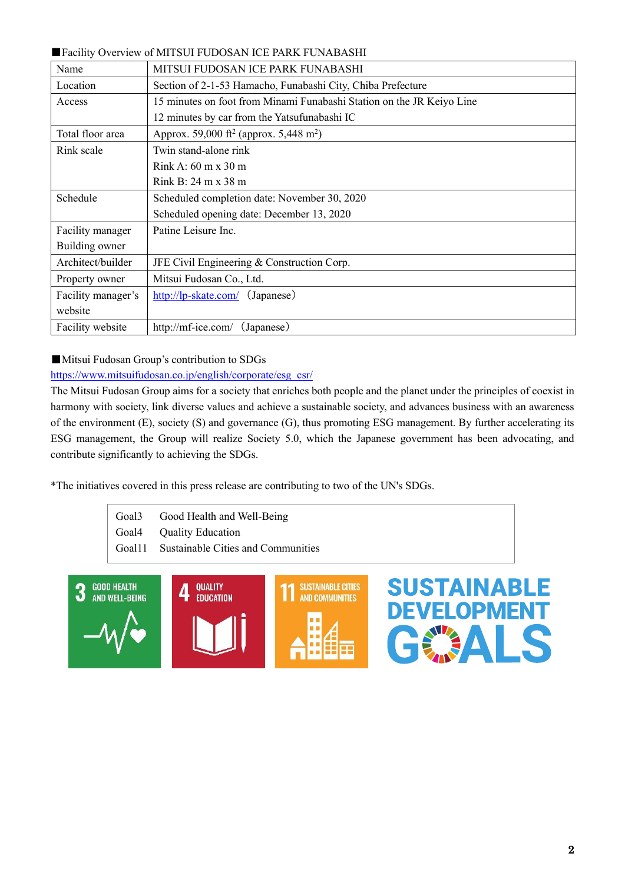■Facility Overview of MITSUI FUDOSAN ICE PARK FUNABASHI

| | |
|---|---|
| Name | MITSUI FUDOSAN ICE PARK FUNABASHI |
| Location | Section of 2-1-53 Hamacho, Funabashi City, Chiba Prefecture |
| Access | 15 minutes on foot from Minami Funabashi Station on the JR Keiyo Line<br>12 minutes by car from the Yatsufunabashi IC |
| Total floor area | Approx. 59,000 ft$^2$ (approx. 5,448 m$^2$) |
| Rink scale | Twin stand-alone rink<br>Rink A: 60 m x 30 m<br>Rink B: 24 m x 38 m |
| Schedule | Scheduled completion date: November 30, 2020<br>Scheduled opening date: December 13, 2020 |
| Facility manager<br>Building owner | Patine Leisure Inc. |
| Architect/builder | JFE Civil Engineering & Construction Corp. |
| Property owner | Mitsui Fudosan Co., Ltd. |
| Facility manager's website | http://lp-skate.com/ （Japanese） |
| Facility website | http://mf-ice.com/ （Japanese） |

■Mitsui Fudosan Group's contribution to SDGs

https://www.mitsuifudosan.co.jp/english/corporate/esg_csr/

The Mitsui Fudosan Group aims for a society that enriches both people and the planet under the principles of coexist in harmony with society, link diverse values and achieve a sustainable society, and advances business with an awareness of the environment (E), society (S) and governance (G), thus promoting ESG management. By further accelerating its ESG management, the Group will realize Society 5.0, which the Japanese government has been advocating, and contribute significantly to achieving the SDGs.

*The initiatives covered in this press release are contributing to two of the UN's SDGs.

| | |
|---|---|
| Goal3 | Good Health and Well-Being |
| Goal4 | Quality Education |
| Goal11 | Sustainable Cities and Communities |

3 GOOD HEALTH AND WELL-BEING

4 QUALITY EDUCATION

11 SUSTAINABLE CITIES AND COMMUNITIES

SUSTAINABLE DEVELOPMENT GOALS